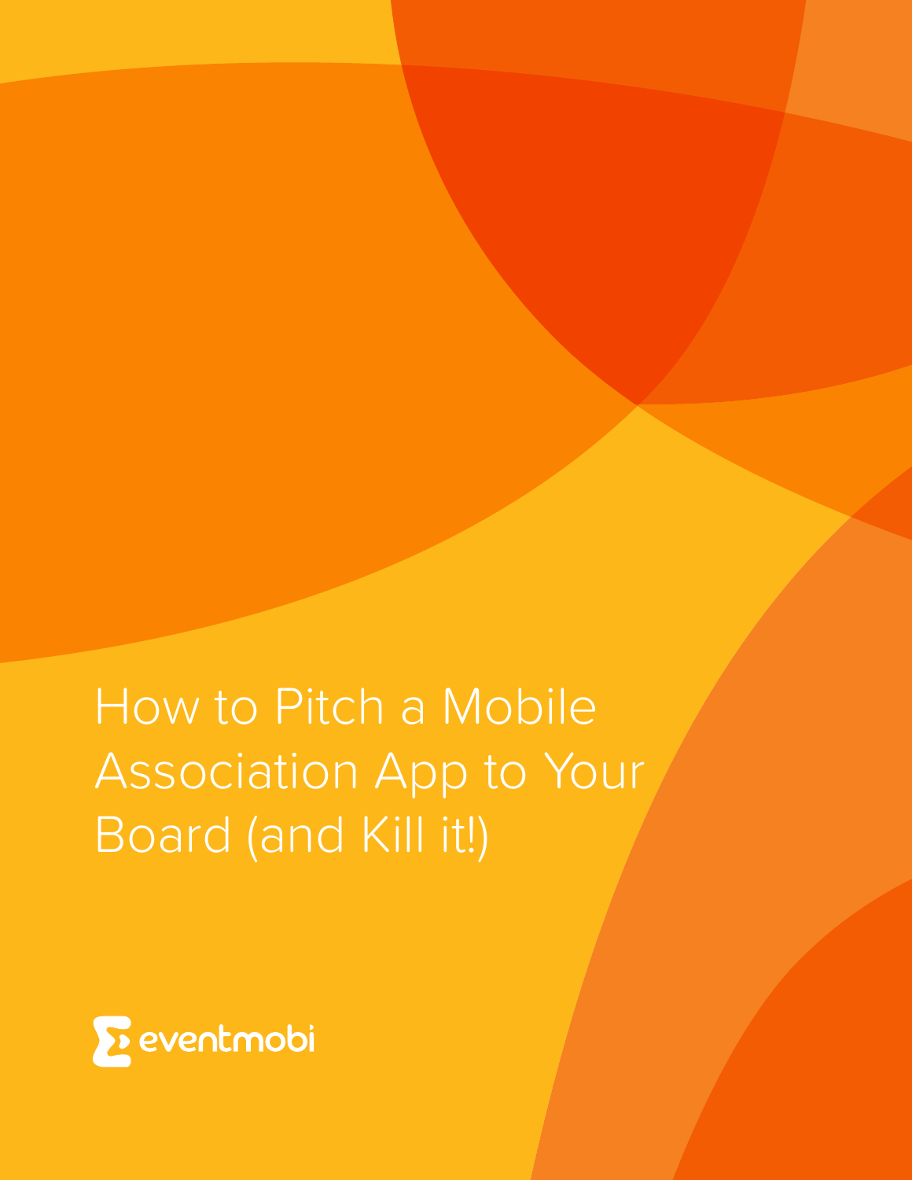# How to Pitch a Mobile Association App to Your Board (and Kill it!)

eventmobi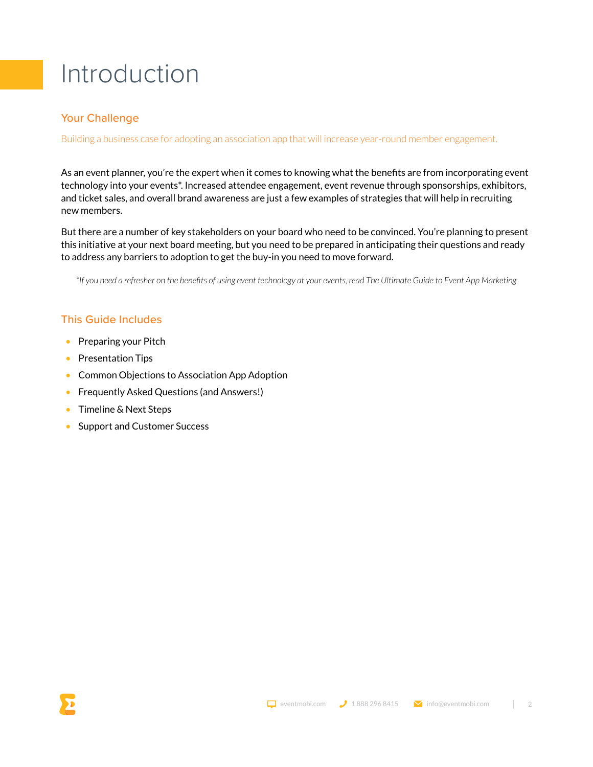# Introduction

## Your Challenge

Building a business case for adopting an association app that will increase year-round member engagement.

As an event planner, you're the expert when it comes to knowing what the benefits are from incorporating event technology into your events*. Increased attendee engagement, event revenue through sponsorships, exhibitors, and ticket sales, and overall brand awareness are just a few examples of strategies that will help in recruiting new members.

But there are a number of key stakeholders on your board who need to be convinced. You're planning to present this initiative at your next board meeting, but you need to be prepared in anticipating their questions and ready to address any barriers to adoption to get the buy-in you need to move forward.

*\*If you need a refresher on the benefits of using event technology at your events, read The Ultimate Guide to Event App Marketing*

## This Guide Includes

- Preparing your Pitch
- Presentation Tips
- Common Objections to Association App Adoption
- Frequently Asked Questions (and Answers!)
- Timeline & Next Steps
- Support and Customer Success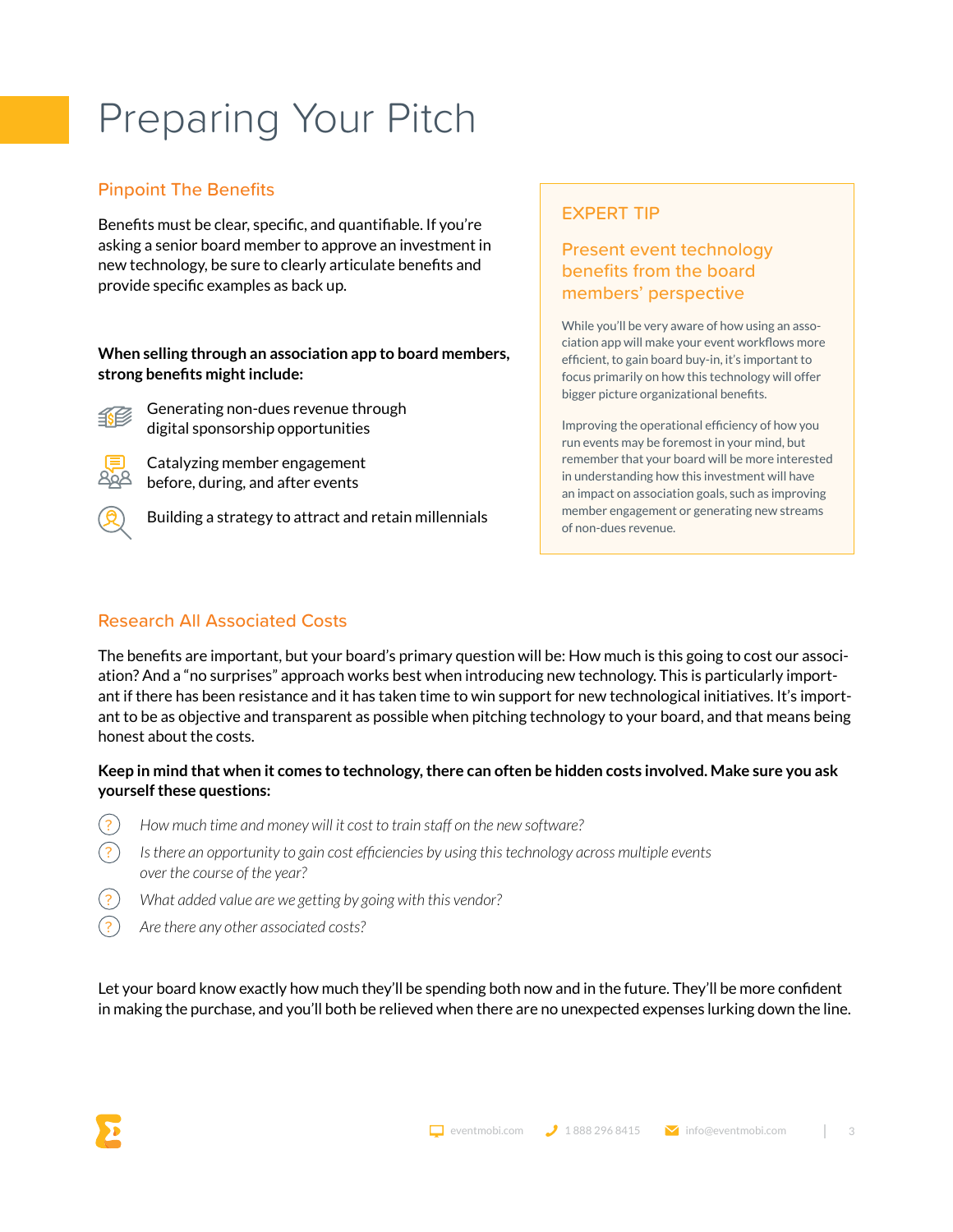# Preparing Your Pitch

## Pinpoint The Benefits

Benefits must be clear, specific, and quantifiable. If you're asking a senior board member to approve an investment in new technology, be sure to clearly articulate benefits and provide specific examples as back up.

**When selling through an association app to board members, strong benefits might include:**

- Generating non-dues revenue through digital sponsorship opportunities
- Catalyzing member engagement before, during, and after events
- Building a strategy to attract and retain millennials

> ### EXPERT TIP
>
> #### Present event technology benefits from the board members' perspective
>
> While you'll be very aware of how using an association app will make your event workflows more efficient, to gain board buy-in, it's important to focus primarily on how this technology will offer bigger picture organizational benefits.
>
> Improving the operational efficiency of how you run events may be foremost in your mind, but remember that your board will be more interested in understanding how this investment will have an impact on association goals, such as improving member engagement or generating new streams of non-dues revenue.

## Research All Associated Costs

The benefits are important, but your board's primary question will be: How much is this going to cost our association? And a "no surprises" approach works best when introducing new technology. This is particularly important if there has been resistance and it has taken time to win support for new technological initiatives. It's important to be as objective and transparent as possible when pitching technology to your board, and that means being honest about the costs.

**Keep in mind that when it comes to technology, there can often be hidden costs involved. Make sure you ask yourself these questions:**

- *How much time and money will it cost to train staff on the new software?*
- *Is there an opportunity to gain cost efficiencies by using this technology across multiple events over the course of the year?*
- *What added value are we getting by going with this vendor?*
- *Are there any other associated costs?*

Let your board know exactly how much they'll be spending both now and in the future. They'll be more confident in making the purchase, and you'll both be relieved when there are no unexpected expenses lurking down the line.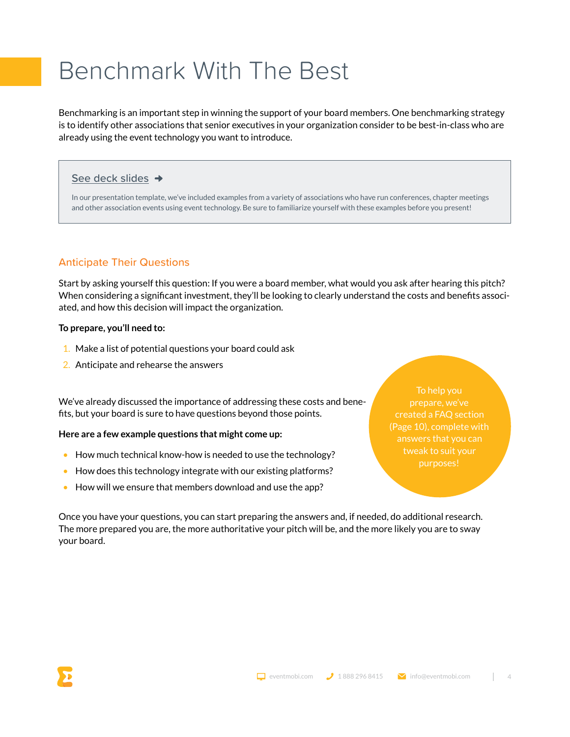# Benchmark With The Best

Benchmarking is an important step in winning the support of your board members. One benchmarking strategy is to identify other associations that senior executives in your organization consider to be best-in-class who are already using the event technology you want to introduce.

> See deck slides ➜
>
> In our presentation template, we've included examples from a variety of associations who have run conferences, chapter meetings and other association events using event technology. Be sure to familiarize yourself with these examples before you present!

## Anticipate Their Questions

Start by asking yourself this question: If you were a board member, what would you ask after hearing this pitch? When considering a significant investment, they'll be looking to clearly understand the costs and benefits associated, and how this decision will impact the organization.

**To prepare, you'll need to:**

1. Make a list of potential questions your board could ask
2. Anticipate and rehearse the answers

We've already discussed the importance of addressing these costs and benefits, but your board is sure to have questions beyond those points.

**Here are a few example questions that might come up:**

- How much technical know-how is needed to use the technology?
- How does this technology integrate with our existing platforms?
- How will we ensure that members download and use the app?

To help you prepare, we've created a FAQ section (Page 10), complete with answers that you can tweak to suit your purposes!

Once you have your questions, you can start preparing the answers and, if needed, do additional research. The more prepared you are, the more authoritative your pitch will be, and the more likely you are to sway your board.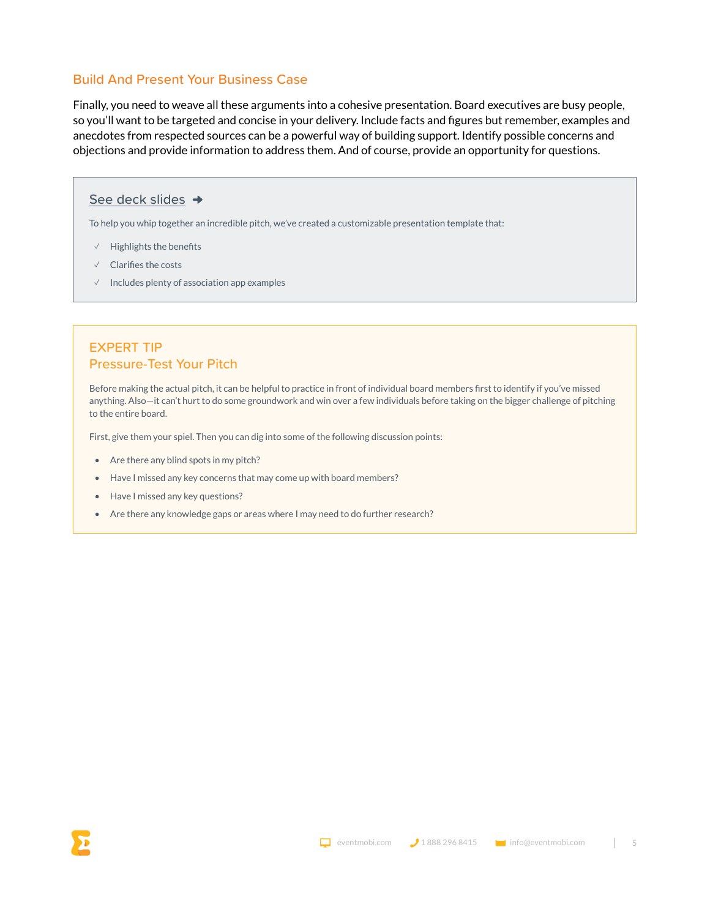## Build And Present Your Business Case

Finally, you need to weave all these arguments into a cohesive presentation. Board executives are busy people, so you'll want to be targeted and concise in your delivery. Include facts and figures but remember, examples and anecdotes from respected sources can be a powerful way of building support. Identify possible concerns and objections and provide information to address them. And of course, provide an opportunity for questions.

### See deck slides ➜

To help you whip together an incredible pitch, we've created a customizable presentation template that:

- ✓ Highlights the benefits
- ✓ Clarifies the costs
- ✓ Includes plenty of association app examples

### EXPERT TIP
### Pressure-Test Your Pitch

Before making the actual pitch, it can be helpful to practice in front of individual board members first to identify if you've missed anything. Also—it can't hurt to do some groundwork and win over a few individuals before taking on the bigger challenge of pitching to the entire board.

First, give them your spiel. Then you can dig into some of the following discussion points:

- Are there any blind spots in my pitch?
- Have I missed any key concerns that may come up with board members?
- Have I missed any key questions?
- Are there any knowledge gaps or areas where I may need to do further research?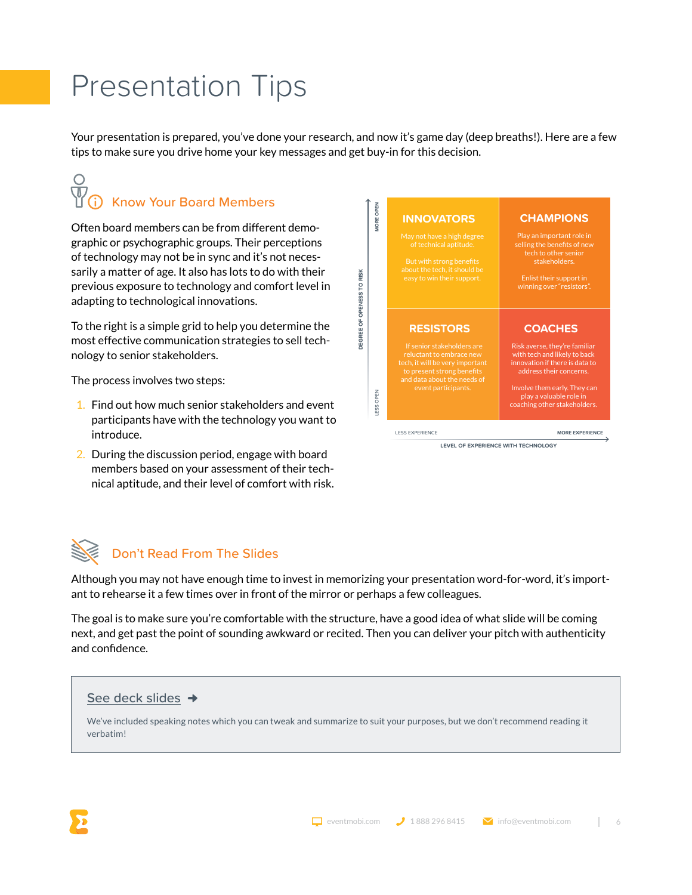# Presentation Tips

Your presentation is prepared, you've done your research, and now it's game day (deep breaths!). Here are a few tips to make sure you drive home your key messages and get buy-in for this decision.

## Know Your Board Members

Often board members can be from different demographic or psychographic groups. Their perceptions of technology may not be in sync and it's not necessarily a matter of age. It also has lots to do with their previous exposure to technology and comfort level in adapting to technological innovations.

To the right is a simple grid to help you determine the most effective communication strategies to sell technology to senior stakeholders.

The process involves two steps:

1. Find out how much senior stakeholders and event participants have with the technology you want to introduce.
2. During the discussion period, engage with board members based on your assessment of their technical aptitude, and their level of comfort with risk.

| DEGREE OF OPENESS TO RISK | LESS EXPERIENCE | MORE EXPERIENCE |
|---|---|---|
| MORE OPEN | **INNOVATORS** May not have a high degree of technical aptitude. But with strong benefits about the tech, it should be easy to win their support. | **CHAMPIONS** Play an important role in selling the benefits of new tech to other senior stakeholders. Enlist their support in winning over "resistors". |
| LESS OPEN | **RESISTORS** If senior stakeholders are reluctant to embrace new tech, it will be very important to present strong benefits and data about the needs of event participants. | **COACHES** Risk averse, they're familiar with tech and likely to back innovation if there is data to address their concerns. Involve them early. They can play a valuable role in coaching other stakeholders. |

LEVEL OF EXPERIENCE WITH TECHNOLOGY

## Don't Read From The Slides

Although you may not have enough time to invest in memorizing your presentation word-for-word, it's important to rehearse it a few times over in front of the mirror or perhaps a few colleagues.

The goal is to make sure you're comfortable with the structure, have a good idea of what slide will be coming next, and get past the point of sounding awkward or recited. Then you can deliver your pitch with authenticity and confidence.

See deck slides →

We've included speaking notes which you can tweak and summarize to suit your purposes, but we don't recommend reading it verbatim!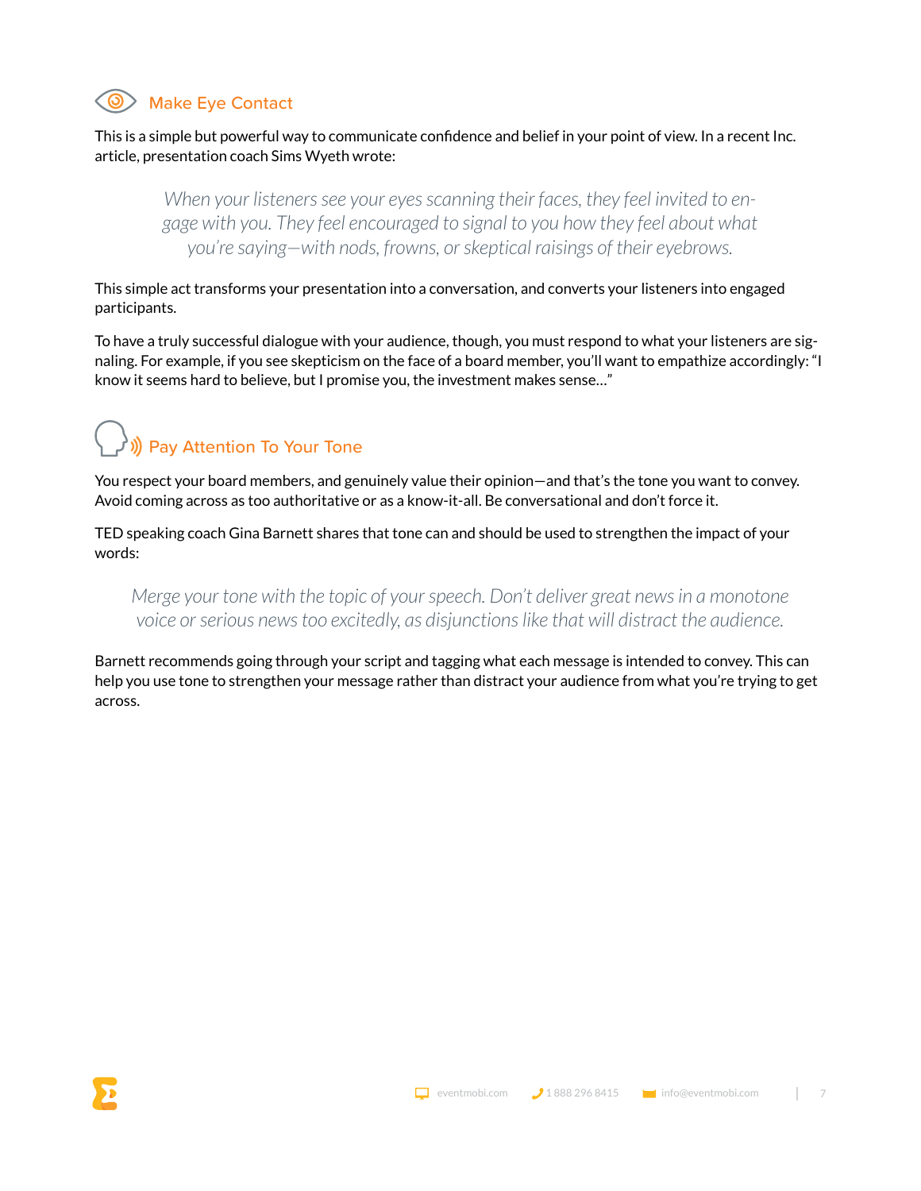## Make Eye Contact

This is a simple but powerful way to communicate confidence and belief in your point of view. In a recent Inc. article, presentation coach Sims Wyeth wrote:

> *When your listeners see your eyes scanning their faces, they feel invited to engage with you. They feel encouraged to signal to you how they feel about what you're saying—with nods, frowns, or skeptical raisings of their eyebrows.*

This simple act transforms your presentation into a conversation, and converts your listeners into engaged participants.

To have a truly successful dialogue with your audience, though, you must respond to what your listeners are signaling. For example, if you see skepticism on the face of a board member, you'll want to empathize accordingly: "I know it seems hard to believe, but I promise you, the investment makes sense…"

## Pay Attention To Your Tone

You respect your board members, and genuinely value their opinion—and that's the tone you want to convey. Avoid coming across as too authoritative or as a know-it-all. Be conversational and don't force it.

TED speaking coach Gina Barnett shares that tone can and should be used to strengthen the impact of your words:

> *Merge your tone with the topic of your speech. Don't deliver great news in a monotone voice or serious news too excitedly, as disjunctions like that will distract the audience.*

Barnett recommends going through your script and tagging what each message is intended to convey. This can help you use tone to strengthen your message rather than distract your audience from what you're trying to get across.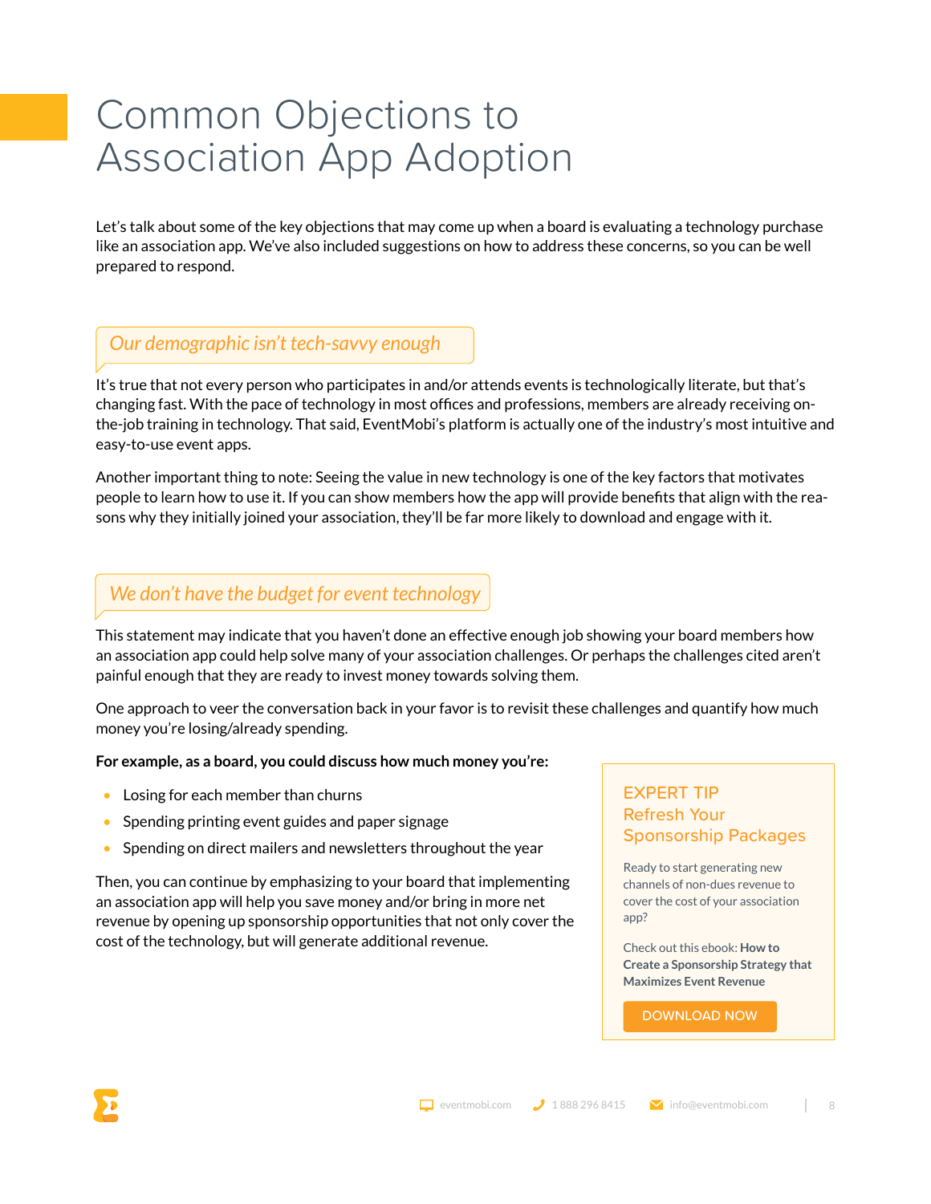# Common Objections to Association App Adoption

Let's talk about some of the key objections that may come up when a board is evaluating a technology purchase like an association app. We've also included suggestions on how to address these concerns, so you can be well prepared to respond.

### *Our demographic isn't tech-savvy enough*

It's true that not every person who participates in and/or attends events is technologically literate, but that's changing fast. With the pace of technology in most offices and professions, members are already receiving on-the-job training in technology. That said, EventMobi's platform is actually one of the industry's most intuitive and easy-to-use event apps.

Another important thing to note: Seeing the value in new technology is one of the key factors that motivates people to learn how to use it. If you can show members how the app will provide benefits that align with the reasons why they initially joined your association, they'll be far more likely to download and engage with it.

### *We don't have the budget for event technology*

This statement may indicate that you haven't done an effective enough job showing your board members how an association app could help solve many of your association challenges. Or perhaps the challenges cited aren't painful enough that they are ready to invest money towards solving them.

One approach to veer the conversation back in your favor is to revisit these challenges and quantify how much money you're losing/already spending.

**For example, as a board, you could discuss how much money you're:**

- Losing for each member than churns
- Spending printing event guides and paper signage
- Spending on direct mailers and newsletters throughout the year

Then, you can continue by emphasizing to your board that implementing an association app will help you save money and/or bring in more net revenue by opening up sponsorship opportunities that not only cover the cost of the technology, but will generate additional revenue.

> **EXPERT TIP**
> **Refresh Your Sponsorship Packages**
>
> Ready to start generating new channels of non-dues revenue to cover the cost of your association app?
>
> Check out this ebook: **How to Create a Sponsorship Strategy that Maximizes Event Revenue**
>
> DOWNLOAD NOW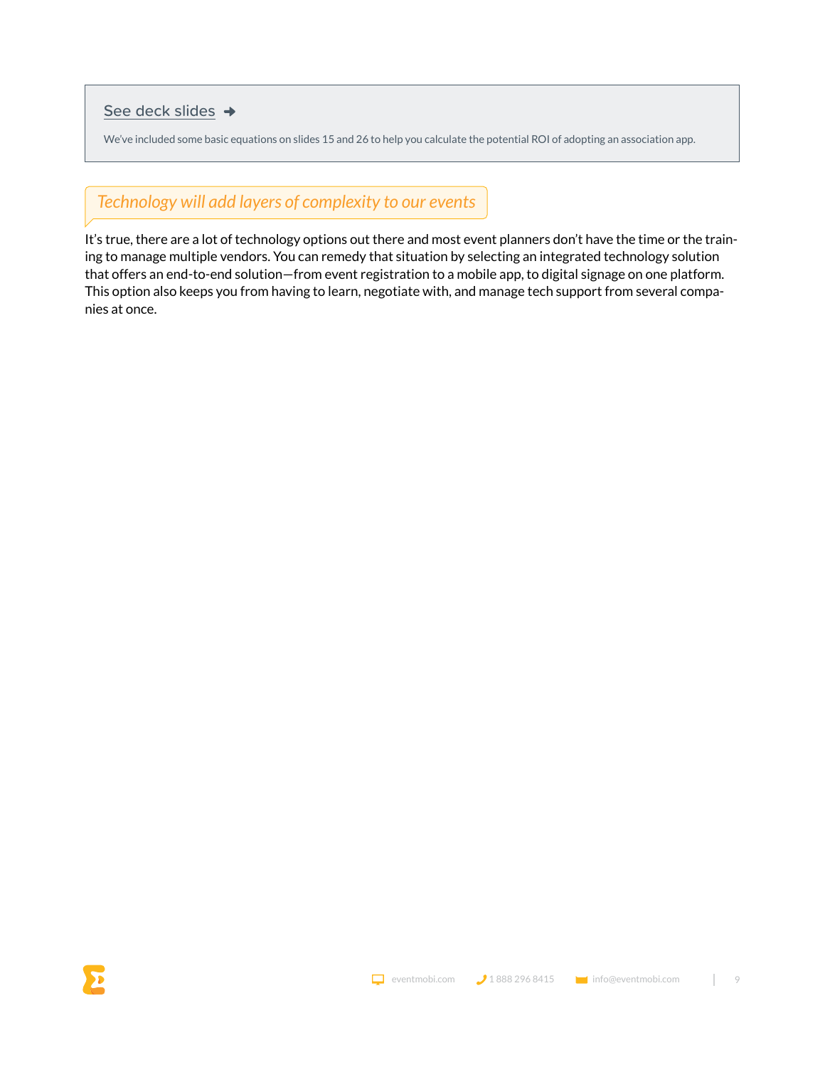**See deck slides →**

We've included some basic equations on slides 15 and 26 to help you calculate the potential ROI of adopting an association app.

### *Technology will add layers of complexity to our events*

It's true, there are a lot of technology options out there and most event planners don't have the time or the training to manage multiple vendors. You can remedy that situation by selecting an integrated technology solution that offers an end-to-end solution—from event registration to a mobile app, to digital signage on one platform. This option also keeps you from having to learn, negotiate with, and manage tech support from several companies at once.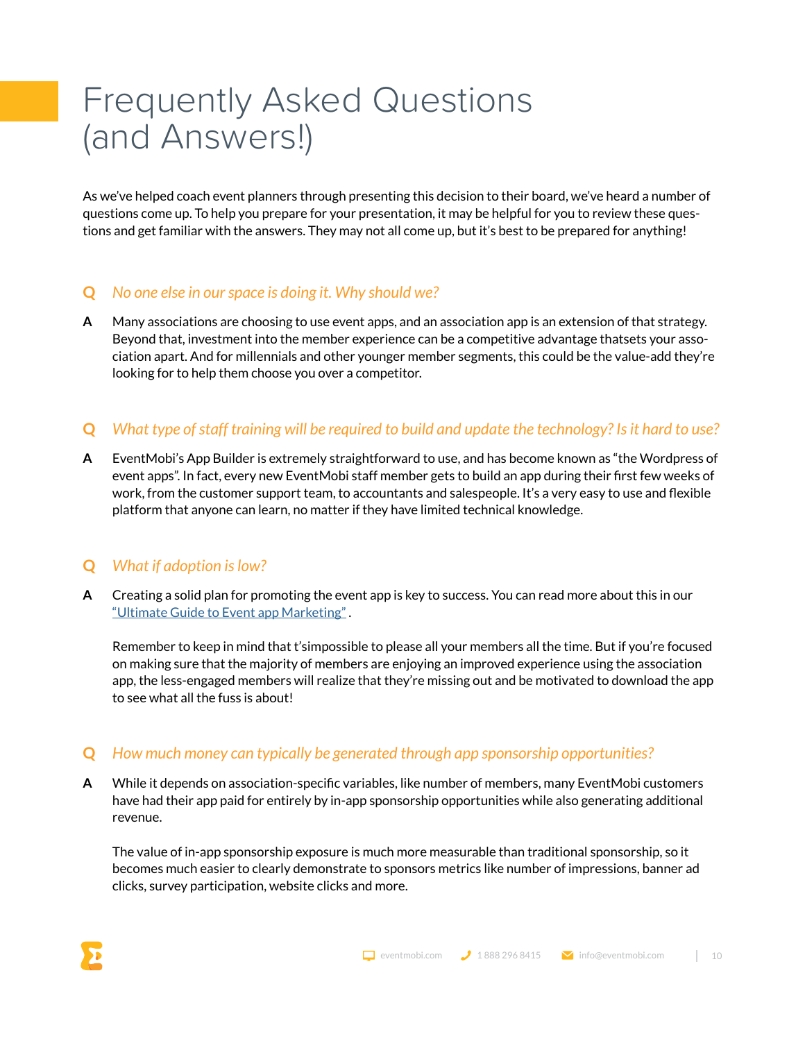# Frequently Asked Questions (and Answers!)

As we've helped coach event planners through presenting this decision to their board, we've heard a number of questions come up. To help you prepare for your presentation, it may be helpful for you to review these questions and get familiar with the answers. They may not all come up, but it's best to be prepared for anything!

**Q** *No one else in our space is doing it. Why should we?*

**A** Many associations are choosing to use event apps, and an association app is an extension of that strategy. Beyond that, investment into the member experience can be a competitive advantage thatsets your association apart. And for millennials and other younger member segments, this could be the value-add they're looking for to help them choose you over a competitor.

**Q** *What type of staff training will be required to build and update the technology? Is it hard to use?*

**A** EventMobi's App Builder is extremely straightforward to use, and has become known as "the Wordpress of event apps". In fact, every new EventMobi staff member gets to build an app during their first few weeks of work, from the customer support team, to accountants and salespeople. It's a very easy to use and flexible platform that anyone can learn, no matter if they have limited technical knowledge.

**Q** *What if adoption is low?*

**A** Creating a solid plan for promoting the event app is key to success. You can read more about this in our "Ultimate Guide to Event app Marketing" .

Remember to keep in mind that t'simpossible to please all your members all the time. But if you're focused on making sure that the majority of members are enjoying an improved experience using the association app, the less-engaged members will realize that they're missing out and be motivated to download the app to see what all the fuss is about!

**Q** *How much money can typically be generated through app sponsorship opportunities?*

**A** While it depends on association-specific variables, like number of members, many EventMobi customers have had their app paid for entirely by in-app sponsorship opportunities while also generating additional revenue.

The value of in-app sponsorship exposure is much more measurable than traditional sponsorship, so it becomes much easier to clearly demonstrate to sponsors metrics like number of impressions, banner ad clicks, survey participation, website clicks and more.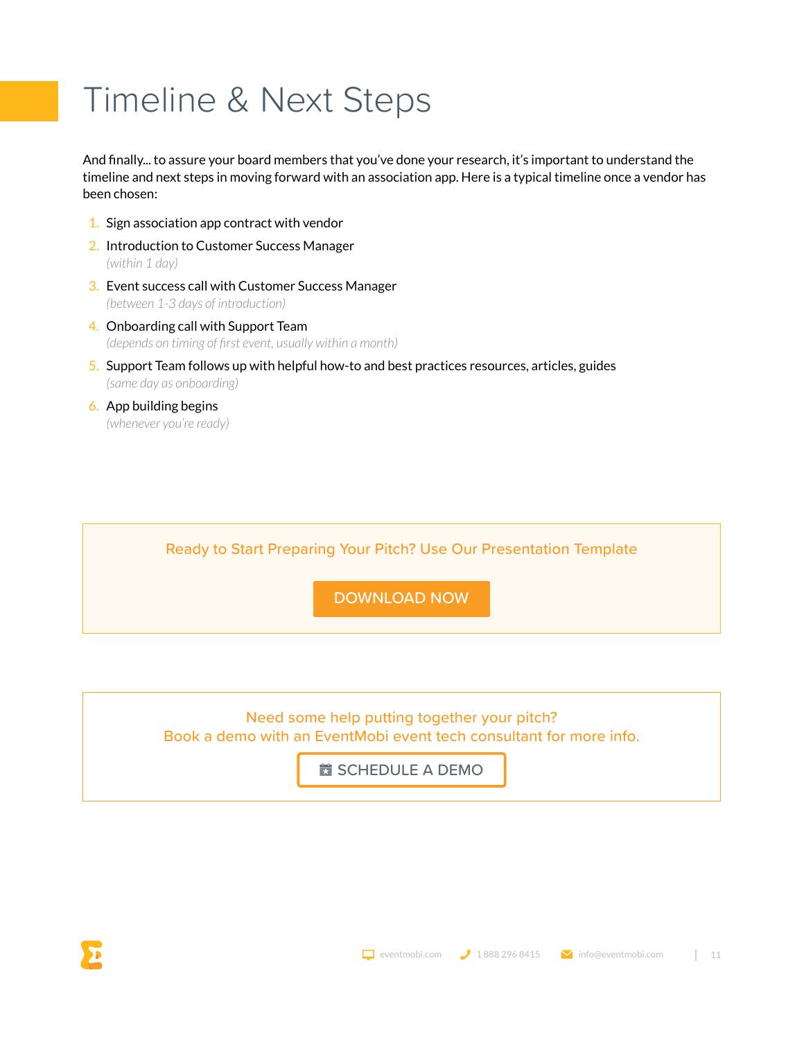# Timeline & Next Steps

And finally... to assure your board members that you've done your research, it's important to understand the timeline and next steps in moving forward with an association app. Here is a typical timeline once a vendor has been chosen:

1. Sign association app contract with vendor
2. Introduction to Customer Success Manager
   *(within 1 day)*
3. Event success call with Customer Success Manager
   *(between 1-3 days of introduction)*
4. Onboarding call with Support Team
   *(depends on timing of first event, usually within a month)*
5. Support Team follows up with helpful how-to and best practices resources, articles, guides
   *(same day as onboarding)*
6. App building begins
   *(whenever you're ready)*

Ready to Start Preparing Your Pitch? Use Our Presentation Template

DOWNLOAD NOW

Need some help putting together your pitch?
Book a demo with an EventMobi event tech consultant for more info.

SCHEDULE A DEMO

eventmobi.com | 1 888 296 8415 | info@eventmobi.com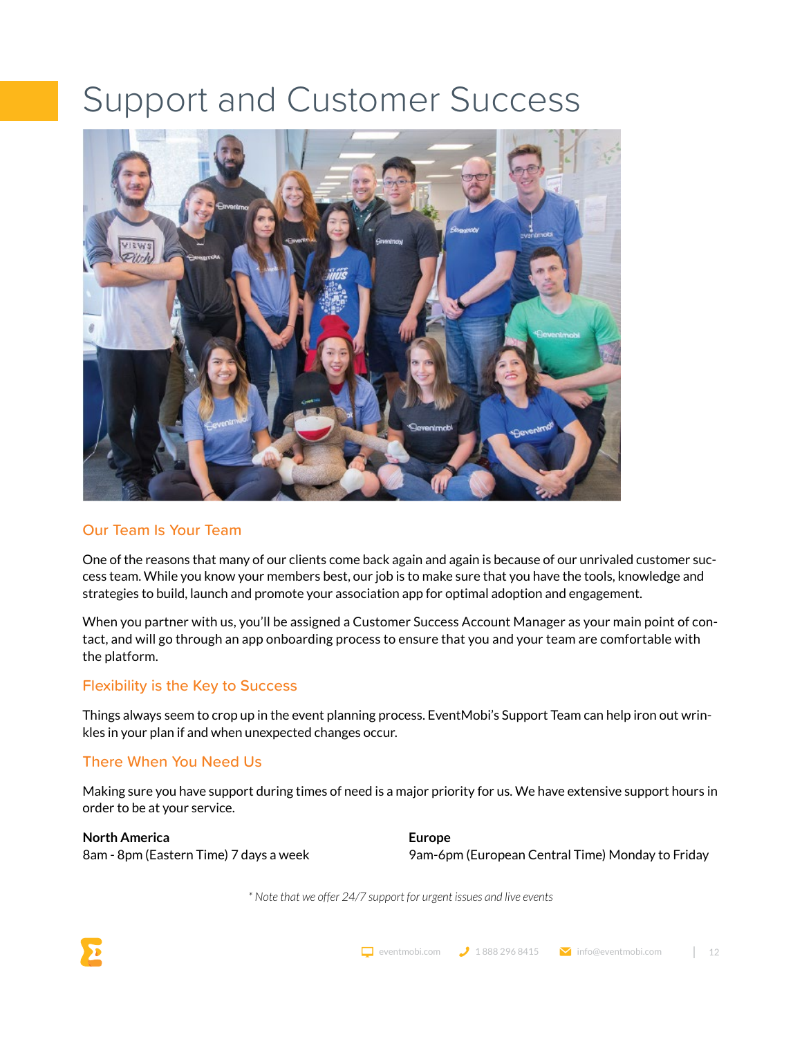# Support and Customer Success

## Our Team Is Your Team

One of the reasons that many of our clients come back again and again is because of our unrivaled customer success team. While you know your members best, our job is to make sure that you have the tools, knowledge and strategies to build, launch and promote your association app for optimal adoption and engagement.

When you partner with us, you'll be assigned a Customer Success Account Manager as your main point of contact, and will go through an app onboarding process to ensure that you and your team are comfortable with the platform.

## Flexibility is the Key to Success

Things always seem to crop up in the event planning process. EventMobi's Support Team can help iron out wrinkles in your plan if and when unexpected changes occur.

## There When You Need Us

Making sure you have support during times of need is a major priority for us. We have extensive support hours in order to be at your service.

**North America**
8am - 8pm (Eastern Time) 7 days a week

**Europe**
9am-6pm (European Central Time) Monday to Friday

*\* Note that we offer 24/7 support for urgent issues and live events*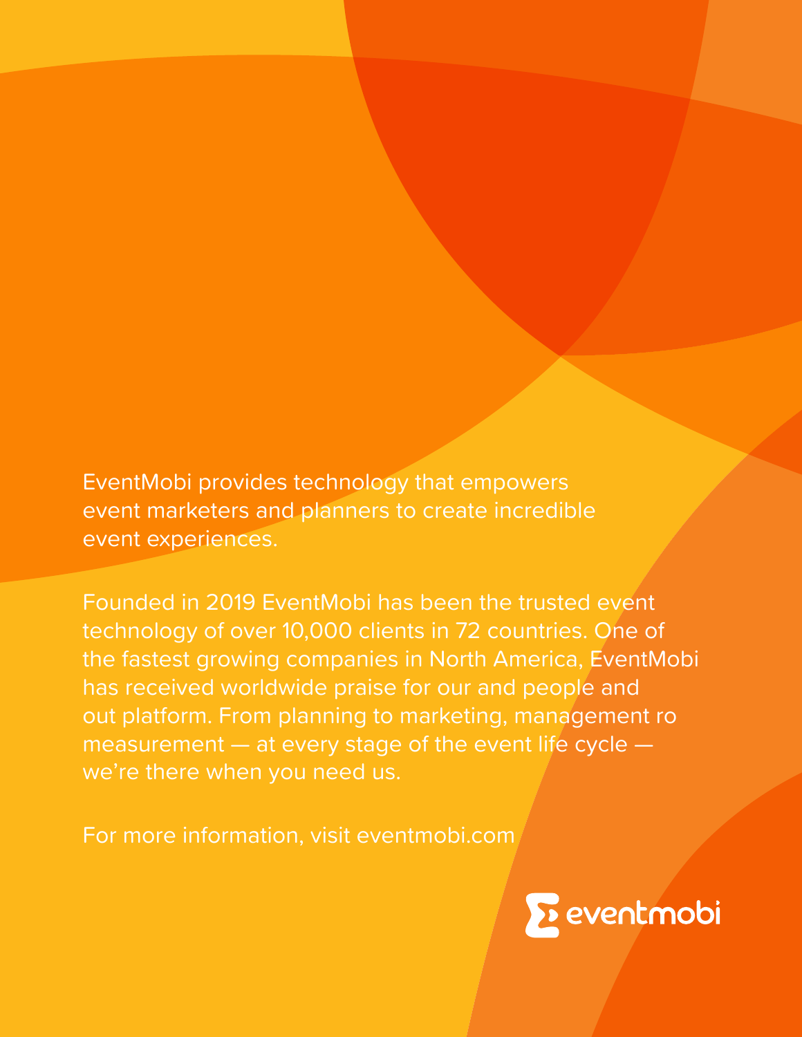EventMobi provides technology that empowers event marketers and planners to create incredible event experiences.

Founded in 2019 EventMobi has been the trusted event technology of over 10,000 clients in 72 countries. One of the fastest growing companies in North America, EventMobi has received worldwide praise for our and people and out platform. From planning to marketing, management ro measurement — at every stage of the event life cycle — we're there when you need us.

For more information, visit eventmobi.com

eventmobi